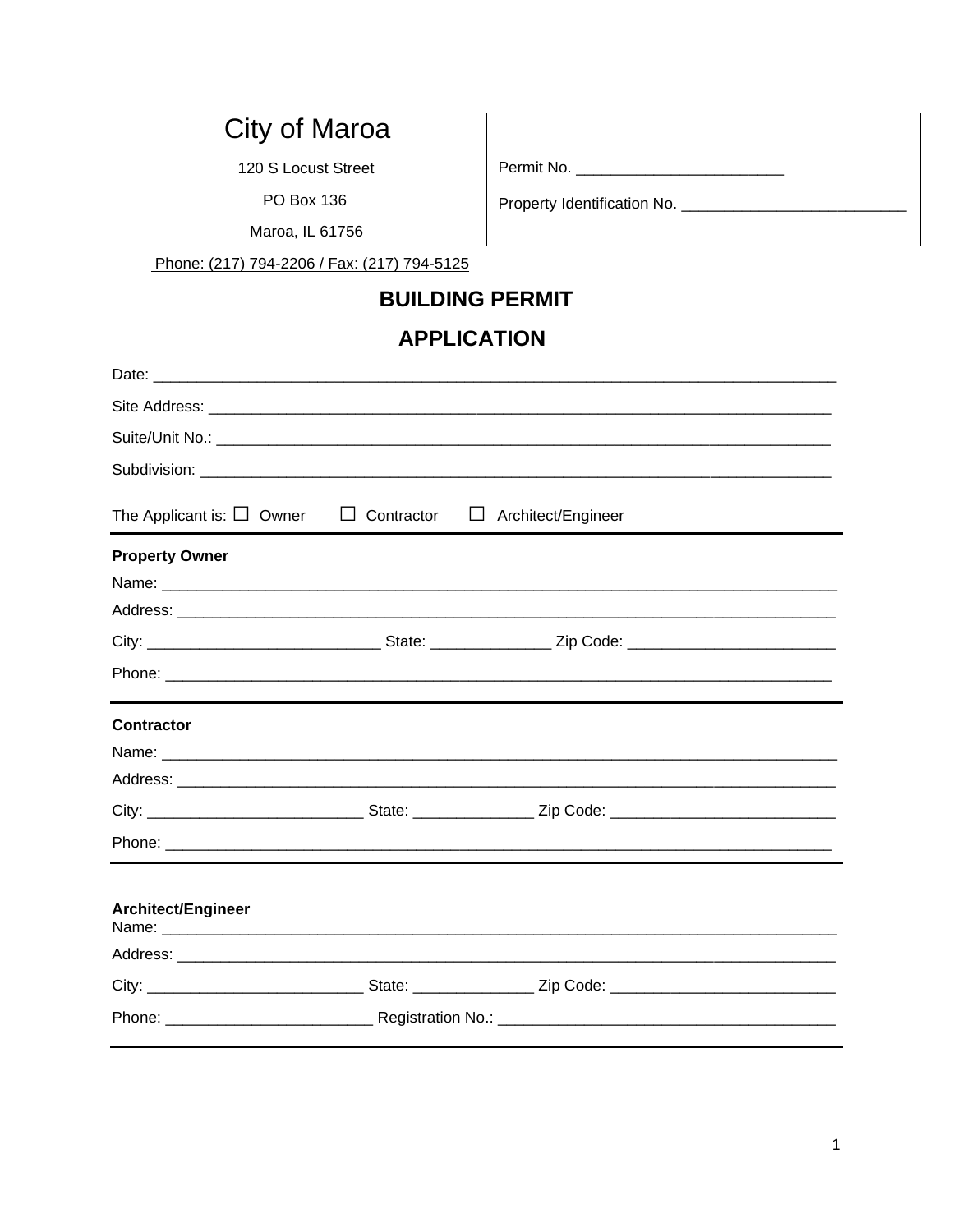# City of Maroa

120 S Locust Street

PO Box 136

Maroa, IL 61756

Phone: (217) 794-2206 / Fax: (217) 794-5125

Permit No. ________________________

Property Identification No. __________________________

## BUILDING PERMIT

## APPLICATION

Date: ____________________________________________________________________________________

Site Address: ______________________________________________________________________________

Suite/Unit No.: ____________________________________________________________________________

Subdivision: _______________________________________________________________________________

The Applicant is: ☐ Owner ☐ Contractor ☐ Architect/Engineer

---

**Property Owner**

Name: ____________________________________________________________________________________

Address: __________________________________________________________________________________

City: ___________________________ State: ______________ Zip Code: ________________________

Phone: ___________________________________________________________________________________

---

**Contractor**

Name: ____________________________________________________________________________________

Address: __________________________________________________________________________________

City: _________________________ State: ______________ Zip Code: __________________________

Phone: ___________________________________________________________________________________

---

**Architect/Engineer**

Name: ____________________________________________________________________________________

Address: __________________________________________________________________________________

City: _________________________ State: ______________ Zip Code: __________________________

Phone: ________________________ Registration No.: _______________________________________

---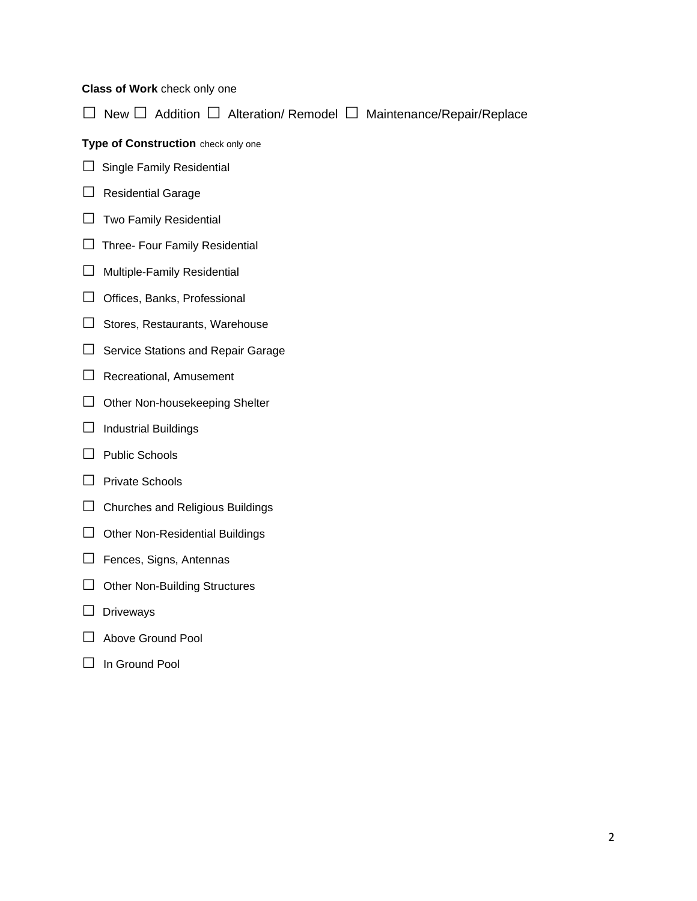**Class of Work** check only one

☐ New ☐ Addition ☐ Alteration/ Remodel ☐ Maintenance/Repair/Replace

**Type of Construction** check only one

☐ Single Family Residential

☐ Residential Garage

☐ Two Family Residential

☐ Three- Four Family Residential

☐ Multiple-Family Residential

☐ Offices, Banks, Professional

☐ Stores, Restaurants, Warehouse

☐ Service Stations and Repair Garage

☐ Recreational, Amusement

☐ Other Non-housekeeping Shelter

☐ Industrial Buildings

☐ Public Schools

☐ Private Schools

☐ Churches and Religious Buildings

☐ Other Non-Residential Buildings

☐ Fences, Signs, Antennas

☐ Other Non-Building Structures

☐ Driveways

☐ Above Ground Pool

☐ In Ground Pool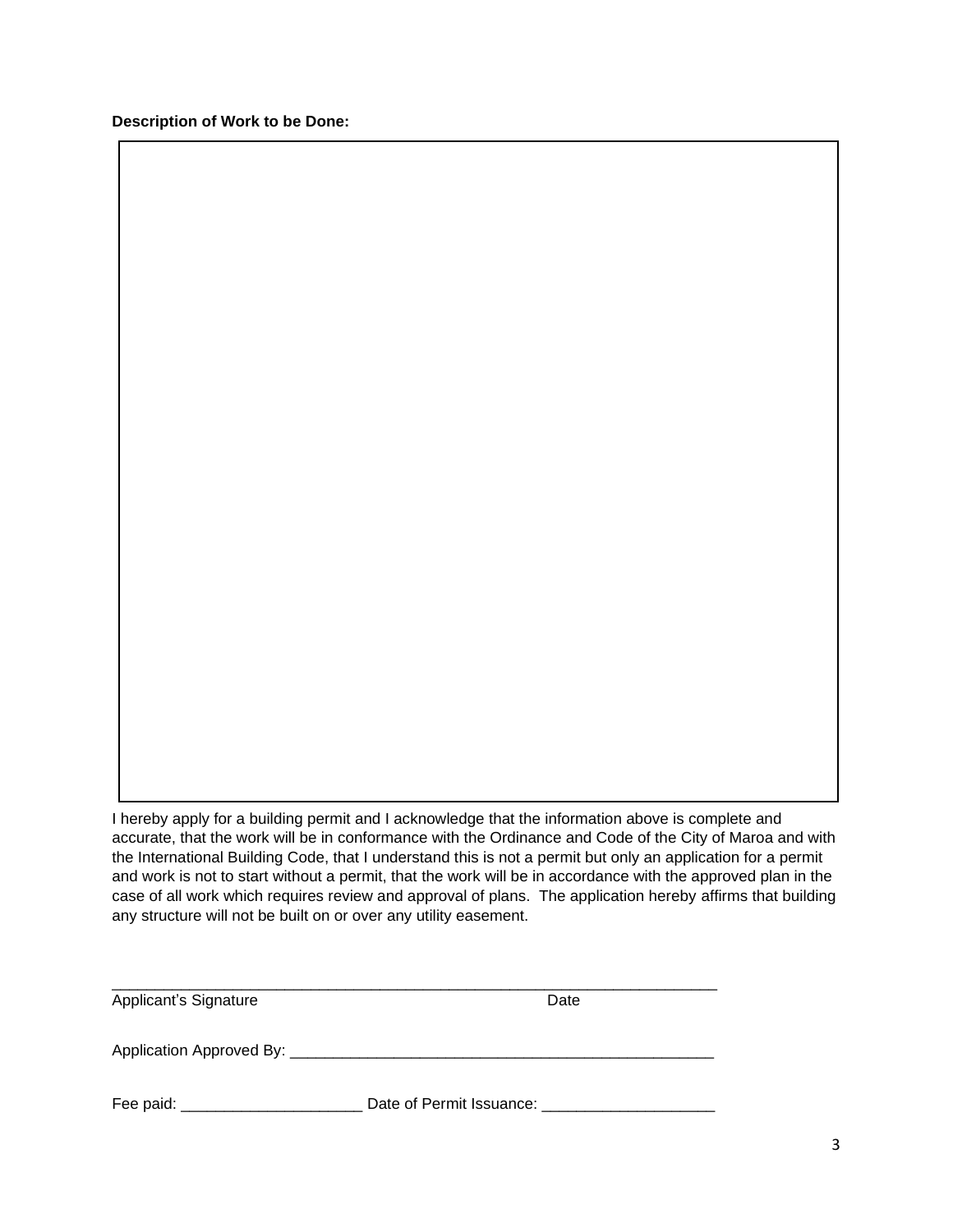**Description of Work to be Done:**

I hereby apply for a building permit and I acknowledge that the information above is complete and accurate, that the work will be in conformance with the Ordinance and Code of the City of Maroa and with the International Building Code, that I understand this is not a permit but only an application for a permit and work is not to start without a permit, that the work will be in accordance with the approved plan in the case of all work which requires review and approval of plans. The application hereby affirms that building any structure will not be built on or over any utility easement.

______________________________________________________________________

Applicant's Signature                                                    Date

Application Approved By: _________________________________________________

Fee paid: ____________________ Date of Permit Issuance: ___________________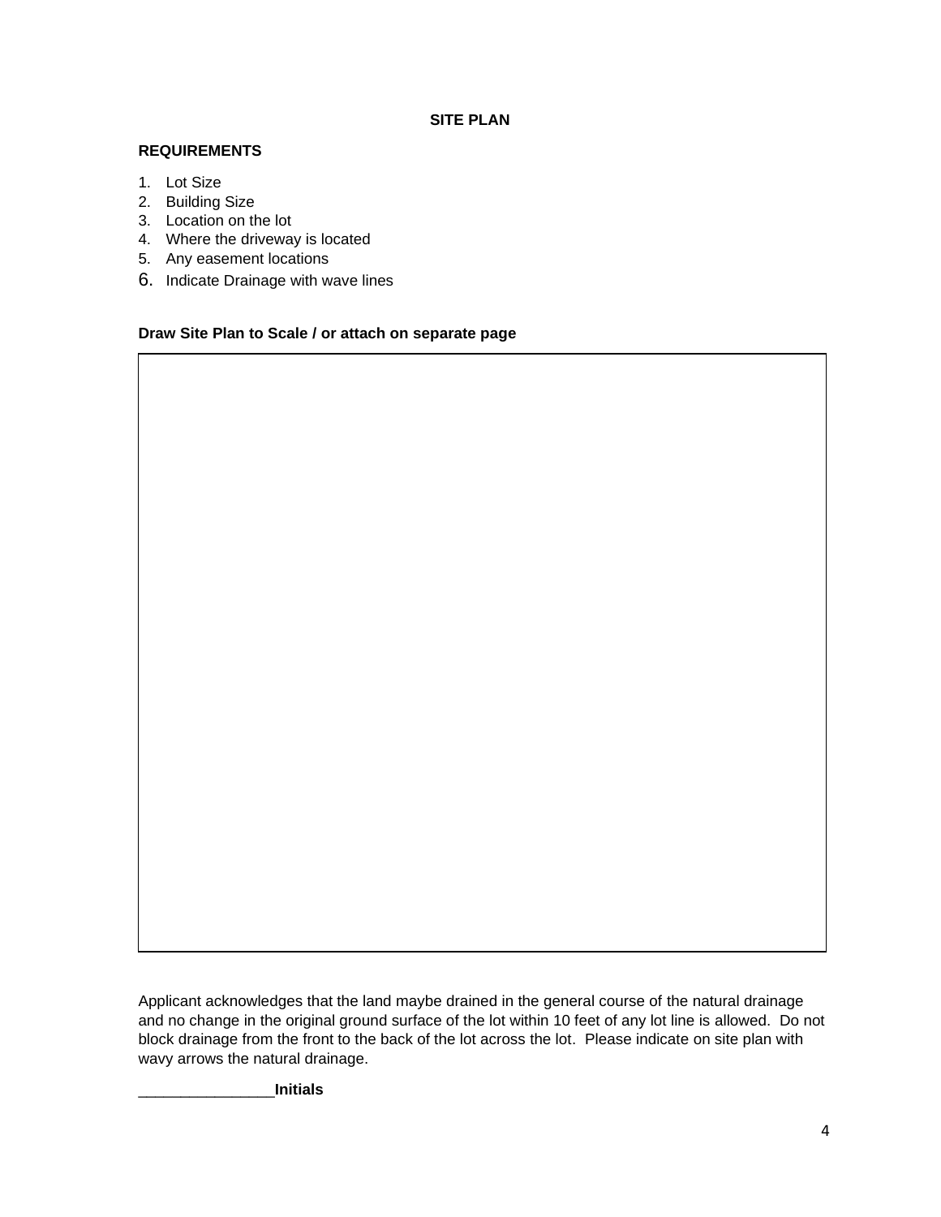## SITE PLAN

**REQUIREMENTS**

1. Lot Size
2. Building Size
3. Location on the lot
4. Where the driveway is located
5. Any easement locations
6. Indicate Drainage with wave lines

**Draw Site Plan to Scale / or attach on separate page**

Applicant acknowledges that the land maybe drained in the general course of the natural drainage and no change in the original ground surface of the lot within 10 feet of any lot line is allowed. Do not block drainage from the front to the back of the lot across the lot. Please indicate on site plan with wavy arrows the natural drainage.

________________**Initials**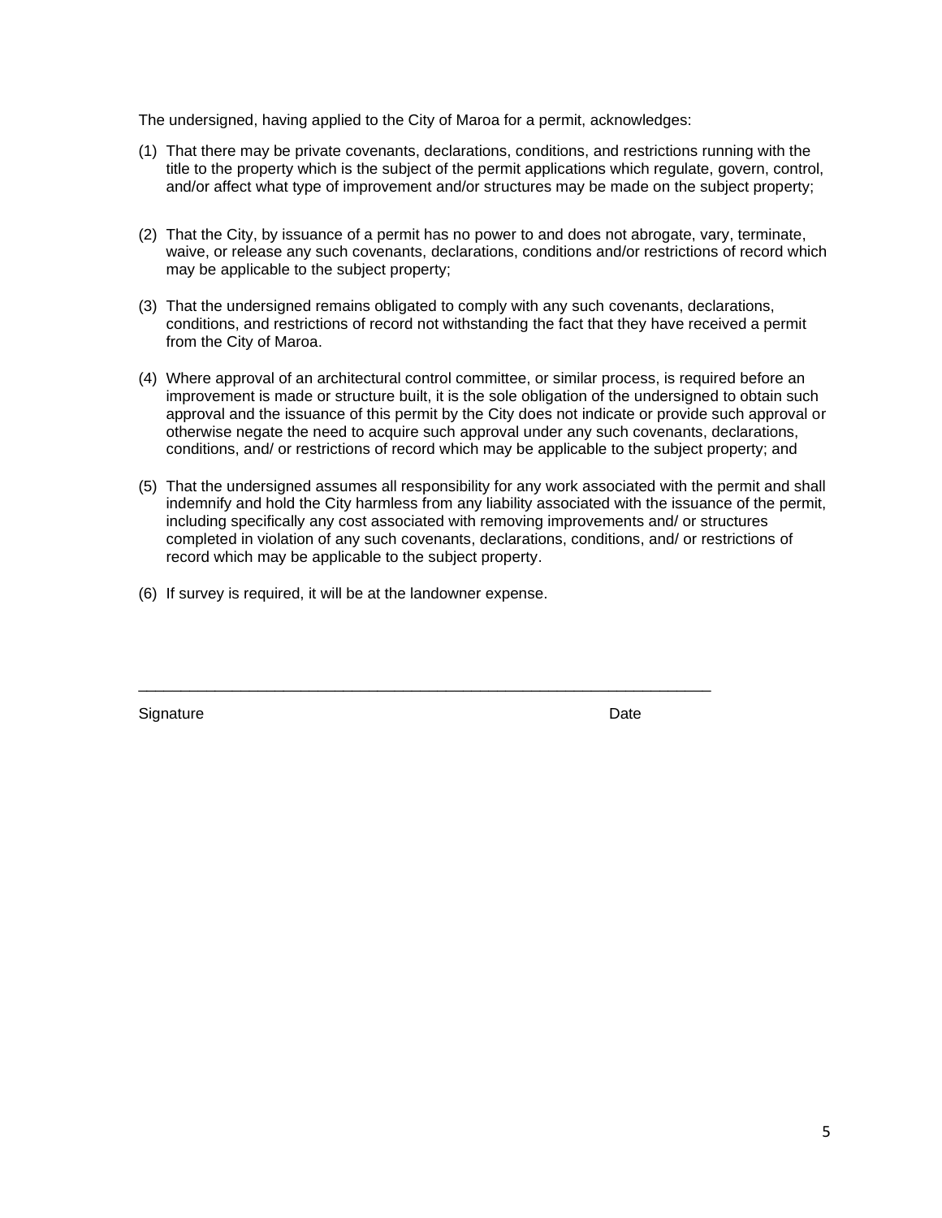The undersigned, having applied to the City of Maroa for a permit, acknowledges:

(1) That there may be private covenants, declarations, conditions, and restrictions running with the title to the property which is the subject of the permit applications which regulate, govern, control, and/or affect what type of improvement and/or structures may be made on the subject property;

(2) That the City, by issuance of a permit has no power to and does not abrogate, vary, terminate, waive, or release any such covenants, declarations, conditions and/or restrictions of record which may be applicable to the subject property;

(3) That the undersigned remains obligated to comply with any such covenants, declarations, conditions, and restrictions of record not withstanding the fact that they have received a permit from the City of Maroa.

(4) Where approval of an architectural control committee, or similar process, is required before an improvement is made or structure built, it is the sole obligation of the undersigned to obtain such approval and the issuance of this permit by the City does not indicate or provide such approval or otherwise negate the need to acquire such approval under any such covenants, declarations, conditions, and/ or restrictions of record which may be applicable to the subject property; and

(5) That the undersigned assumes all responsibility for any work associated with the permit and shall indemnify and hold the City harmless from any liability associated with the issuance of the permit, including specifically any cost associated with removing improvements and/ or structures completed in violation of any such covenants, declarations, conditions, and/ or restrictions of record which may be applicable to the subject property.

(6) If survey is required, it will be at the landowner expense.

\_\_\_\_\_\_\_\_\_\_\_\_\_\_\_\_\_\_\_\_\_\_\_\_\_\_\_\_\_\_\_\_\_\_\_\_\_\_\_\_\_\_\_\_\_\_\_\_\_\_\_\_\_\_\_\_\_\_\_\_\_\_\_\_

Signature                                                                 Date